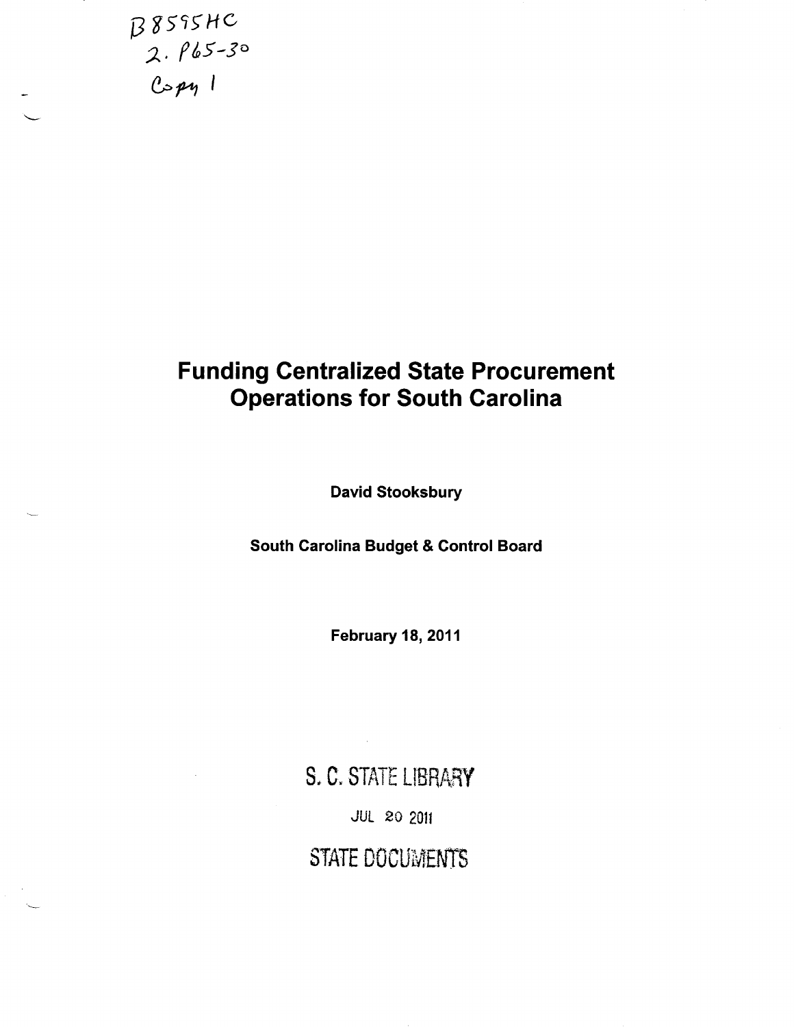B8595HC
2. P65-30
Copy 1

# Funding Centralized State Procurement Operations for South Carolina

**David Stooksbury**

**South Carolina Budget & Control Board**

**February 18, 2011**

S. C. STATE LIBRARY

JUL 20 2011

STATE DOCUMENTS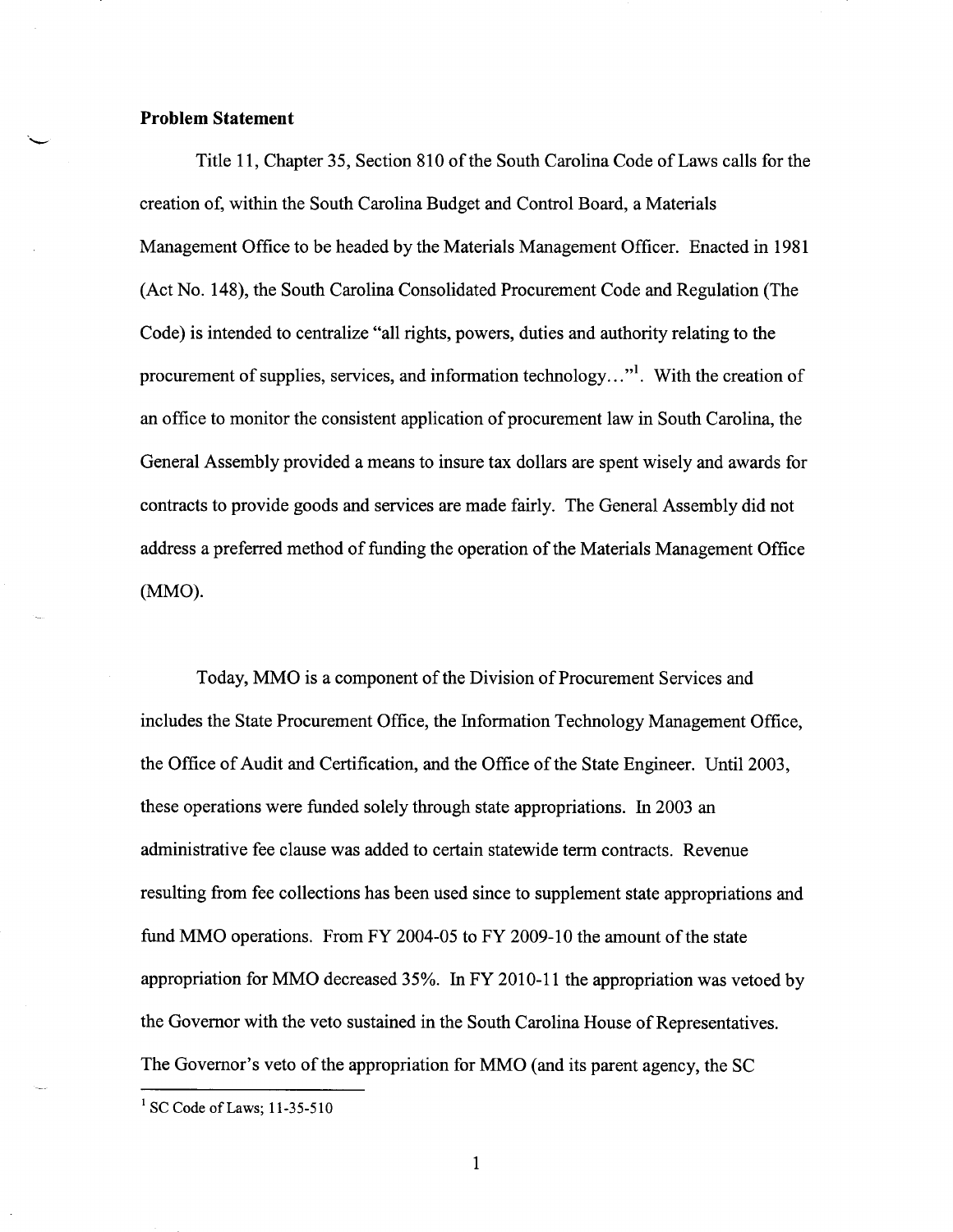## Problem Statement

Title 11, Chapter 35, Section 810 of the South Carolina Code of Laws calls for the creation of, within the South Carolina Budget and Control Board, a Materials Management Office to be headed by the Materials Management Officer. Enacted in 1981 (Act No. 148), the South Carolina Consolidated Procurement Code and Regulation (The Code) is intended to centralize "all rights, powers, duties and authority relating to the procurement of supplies, services, and information technology…"[1]. With the creation of an office to monitor the consistent application of procurement law in South Carolina, the General Assembly provided a means to insure tax dollars are spent wisely and awards for contracts to provide goods and services are made fairly. The General Assembly did not address a preferred method of funding the operation of the Materials Management Office (MMO).

Today, MMO is a component of the Division of Procurement Services and includes the State Procurement Office, the Information Technology Management Office, the Office of Audit and Certification, and the Office of the State Engineer. Until 2003, these operations were funded solely through state appropriations. In 2003 an administrative fee clause was added to certain statewide term contracts. Revenue resulting from fee collections has been used since to supplement state appropriations and fund MMO operations. From FY 2004-05 to FY 2009-10 the amount of the state appropriation for MMO decreased 35%. In FY 2010-11 the appropriation was vetoed by the Governor with the veto sustained in the South Carolina House of Representatives. The Governor's veto of the appropriation for MMO (and its parent agency, the SC

[1] SC Code of Laws; 11-35-510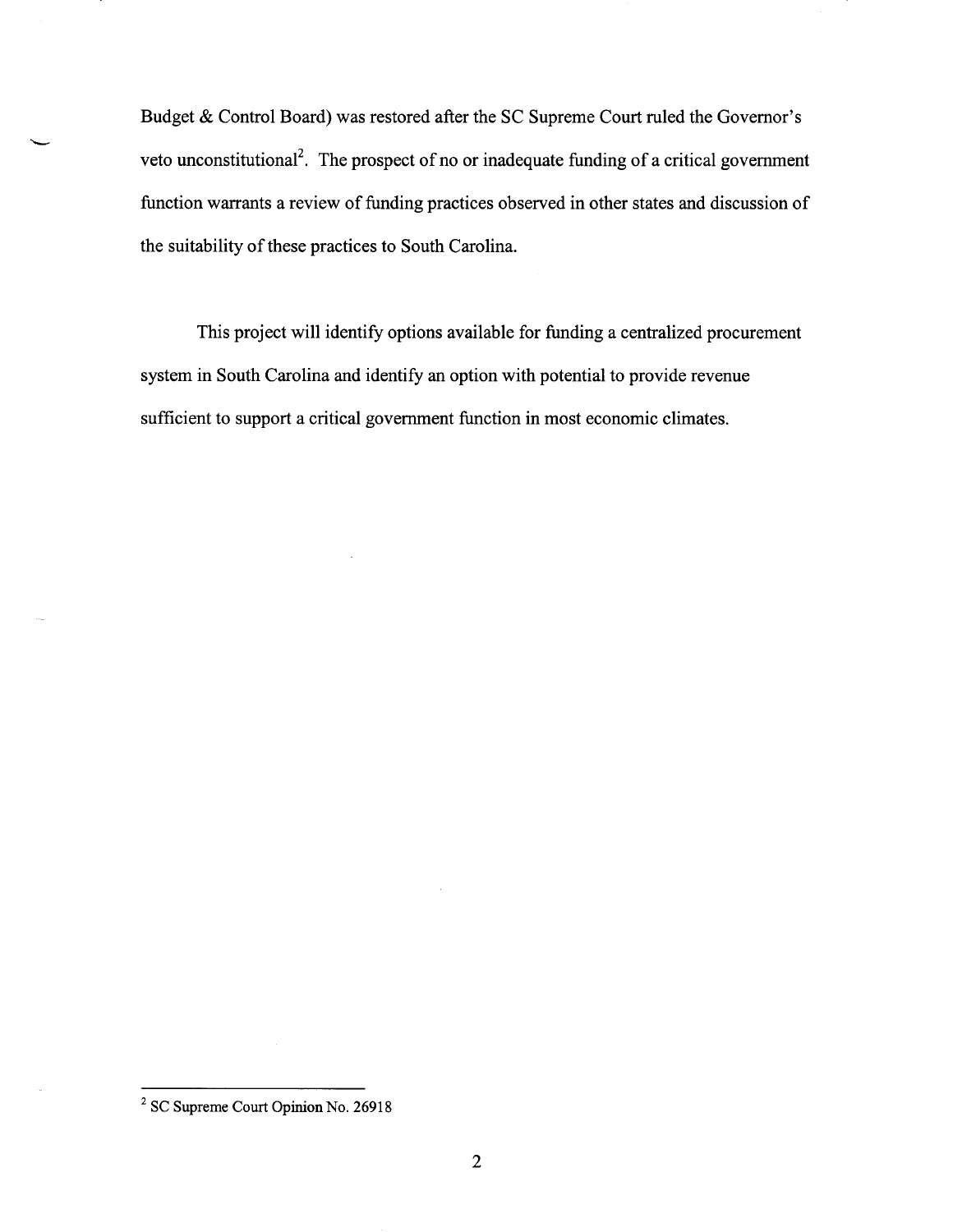Budget & Control Board) was restored after the SC Supreme Court ruled the Governor's veto unconstitutional[2]. The prospect of no or inadequate funding of a critical government function warrants a review of funding practices observed in other states and discussion of the suitability of these practices to South Carolina.

This project will identify options available for funding a centralized procurement system in South Carolina and identify an option with potential to provide revenue sufficient to support a critical government function in most economic climates.

---

[2] SC Supreme Court Opinion No. 26918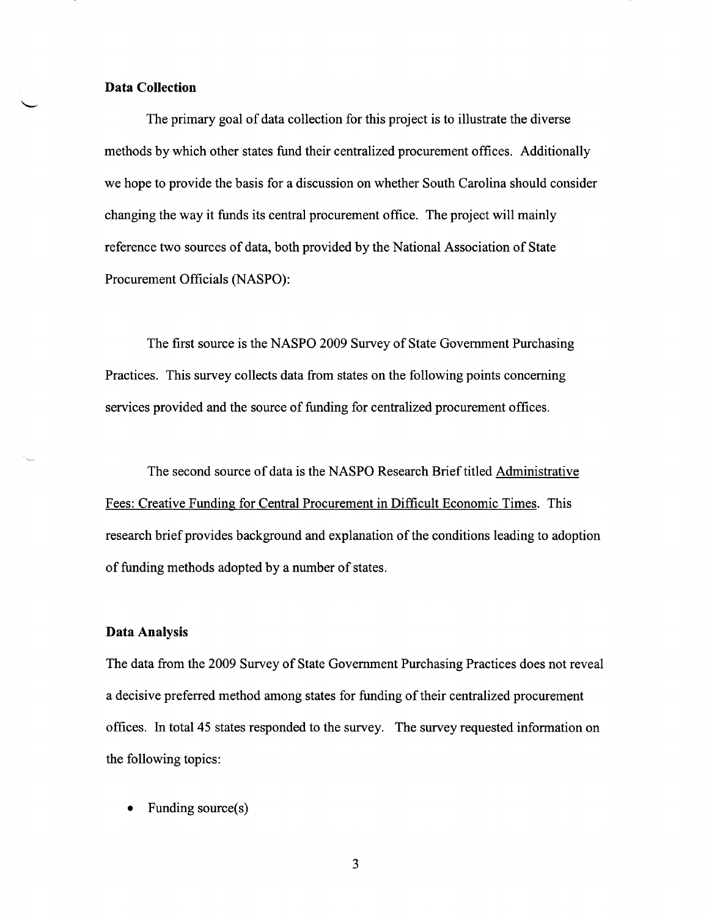### Data Collection

The primary goal of data collection for this project is to illustrate the diverse methods by which other states fund their centralized procurement offices. Additionally we hope to provide the basis for a discussion on whether South Carolina should consider changing the way it funds its central procurement office. The project will mainly reference two sources of data, both provided by the National Association of State Procurement Officials (NASPO):

The first source is the NASPO 2009 Survey of State Government Purchasing Practices. This survey collects data from states on the following points concerning services provided and the source of funding for centralized procurement offices.

The second source of data is the NASPO Research Brief titled Administrative Fees: Creative Funding for Central Procurement in Difficult Economic Times. This research brief provides background and explanation of the conditions leading to adoption of funding methods adopted by a number of states.

### Data Analysis

The data from the 2009 Survey of State Government Purchasing Practices does not reveal a decisive preferred method among states for funding of their centralized procurement offices. In total 45 states responded to the survey. The survey requested information on the following topics:

- Funding source(s)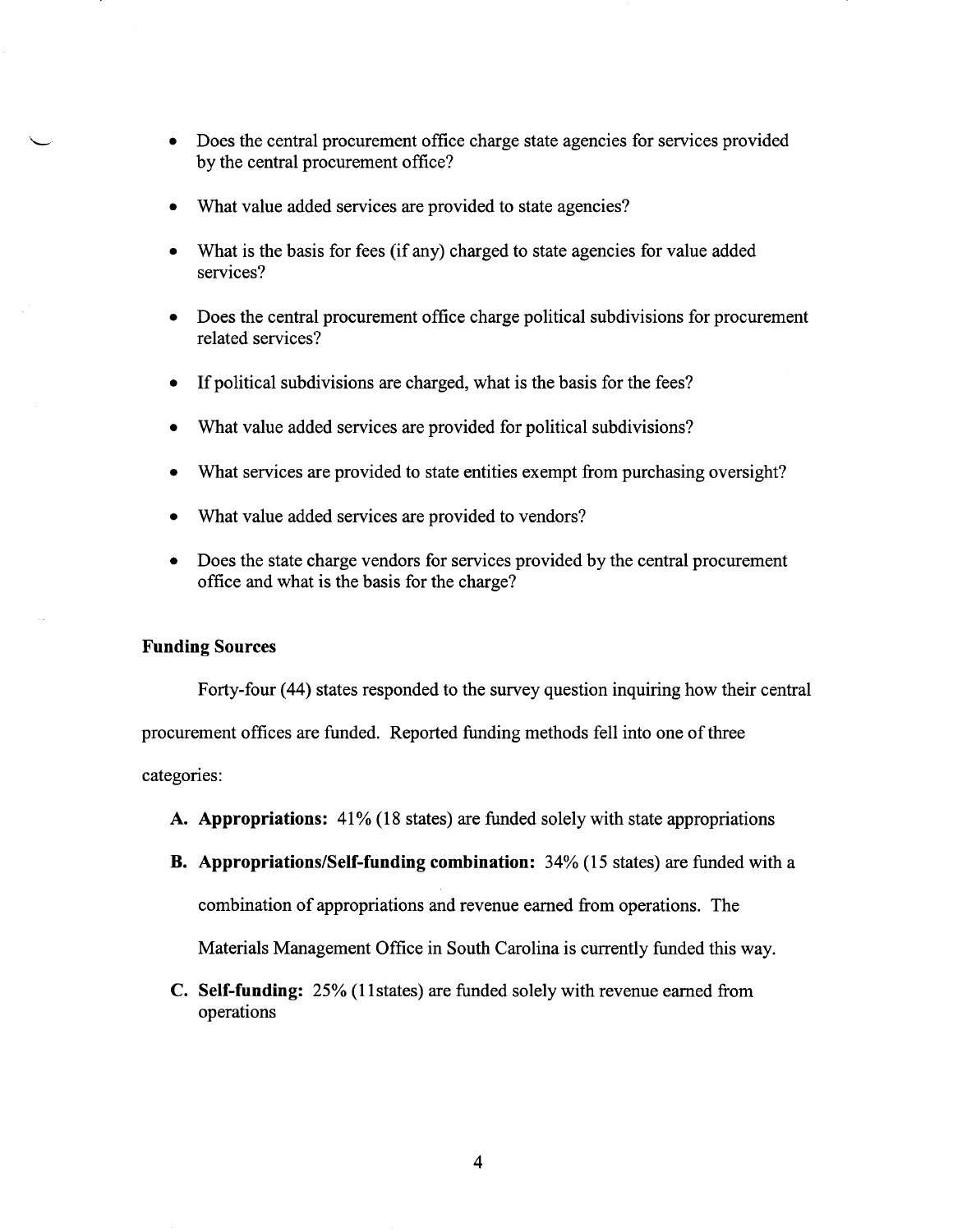- Does the central procurement office charge state agencies for services provided by the central procurement office?
- What value added services are provided to state agencies?
- What is the basis for fees (if any) charged to state agencies for value added services?
- Does the central procurement office charge political subdivisions for procurement related services?
- If political subdivisions are charged, what is the basis for the fees?
- What value added services are provided for political subdivisions?
- What services are provided to state entities exempt from purchasing oversight?
- What value added services are provided to vendors?
- Does the state charge vendors for services provided by the central procurement office and what is the basis for the charge?

**Funding Sources**

Forty-four (44) states responded to the survey question inquiring how their central procurement offices are funded. Reported funding methods fell into one of three categories:

A. **Appropriations:** 41% (18 states) are funded solely with state appropriations

B. **Appropriations/Self-funding combination:** 34% (15 states) are funded with a combination of appropriations and revenue earned from operations. The Materials Management Office in South Carolina is currently funded this way.

C. **Self-funding:** 25% (11states) are funded solely with revenue earned from operations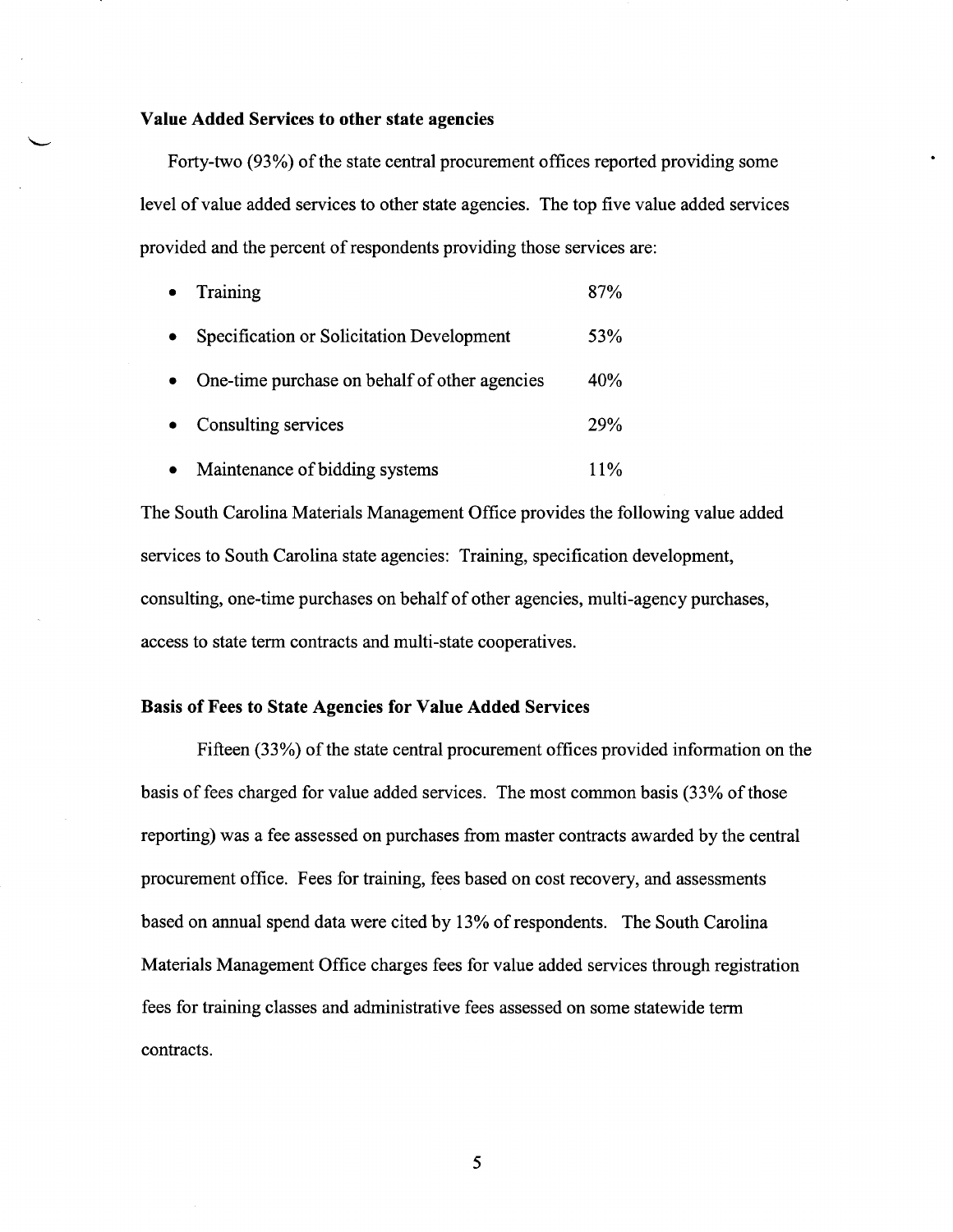### Value Added Services to other state agencies

Forty-two (93%) of the state central procurement offices reported providing some level of value added services to other state agencies. The top five value added services provided and the percent of respondents providing those services are:

- Training 87%
- Specification or Solicitation Development 53%
- One-time purchase on behalf of other agencies 40%
- Consulting services 29%
- Maintenance of bidding systems 11%

The South Carolina Materials Management Office provides the following value added services to South Carolina state agencies: Training, specification development, consulting, one-time purchases on behalf of other agencies, multi-agency purchases, access to state term contracts and multi-state cooperatives.

### Basis of Fees to State Agencies for Value Added Services

Fifteen (33%) of the state central procurement offices provided information on the basis of fees charged for value added services. The most common basis (33% of those reporting) was a fee assessed on purchases from master contracts awarded by the central procurement office. Fees for training, fees based on cost recovery, and assessments based on annual spend data were cited by 13% of respondents. The South Carolina Materials Management Office charges fees for value added services through registration fees for training classes and administrative fees assessed on some statewide term contracts.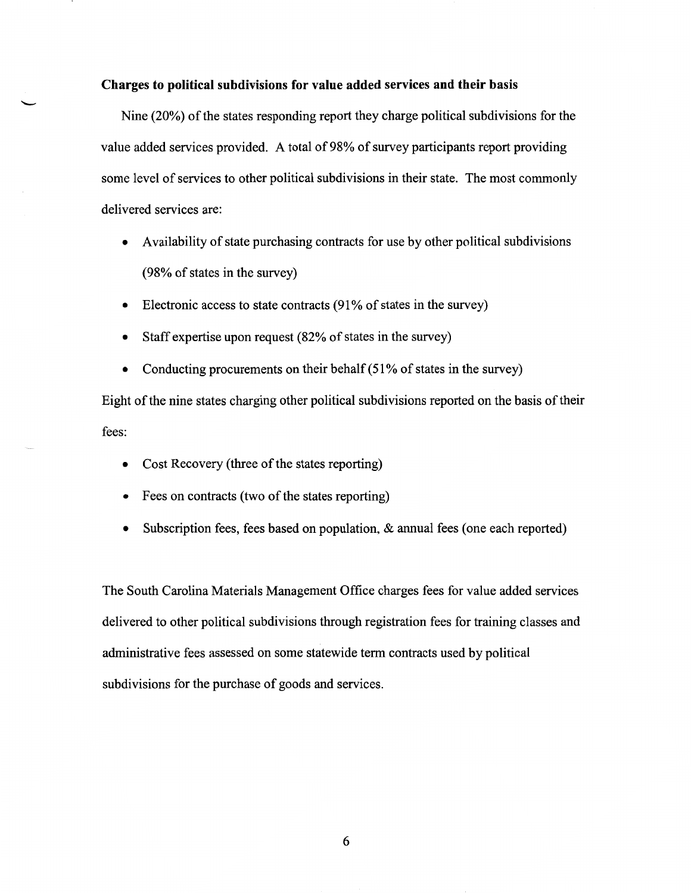**Charges to political subdivisions for value added services and their basis**

Nine (20%) of the states responding report they charge political subdivisions for the value added services provided. A total of 98% of survey participants report providing some level of services to other political subdivisions in their state. The most commonly delivered services are:

- Availability of state purchasing contracts for use by other political subdivisions (98% of states in the survey)
- Electronic access to state contracts (91% of states in the survey)
- Staff expertise upon request (82% of states in the survey)
- Conducting procurements on their behalf (51% of states in the survey)

Eight of the nine states charging other political subdivisions reported on the basis of their fees:

- Cost Recovery (three of the states reporting)
- Fees on contracts (two of the states reporting)
- Subscription fees, fees based on population, & annual fees (one each reported)

The South Carolina Materials Management Office charges fees for value added services delivered to other political subdivisions through registration fees for training classes and administrative fees assessed on some statewide term contracts used by political subdivisions for the purchase of goods and services.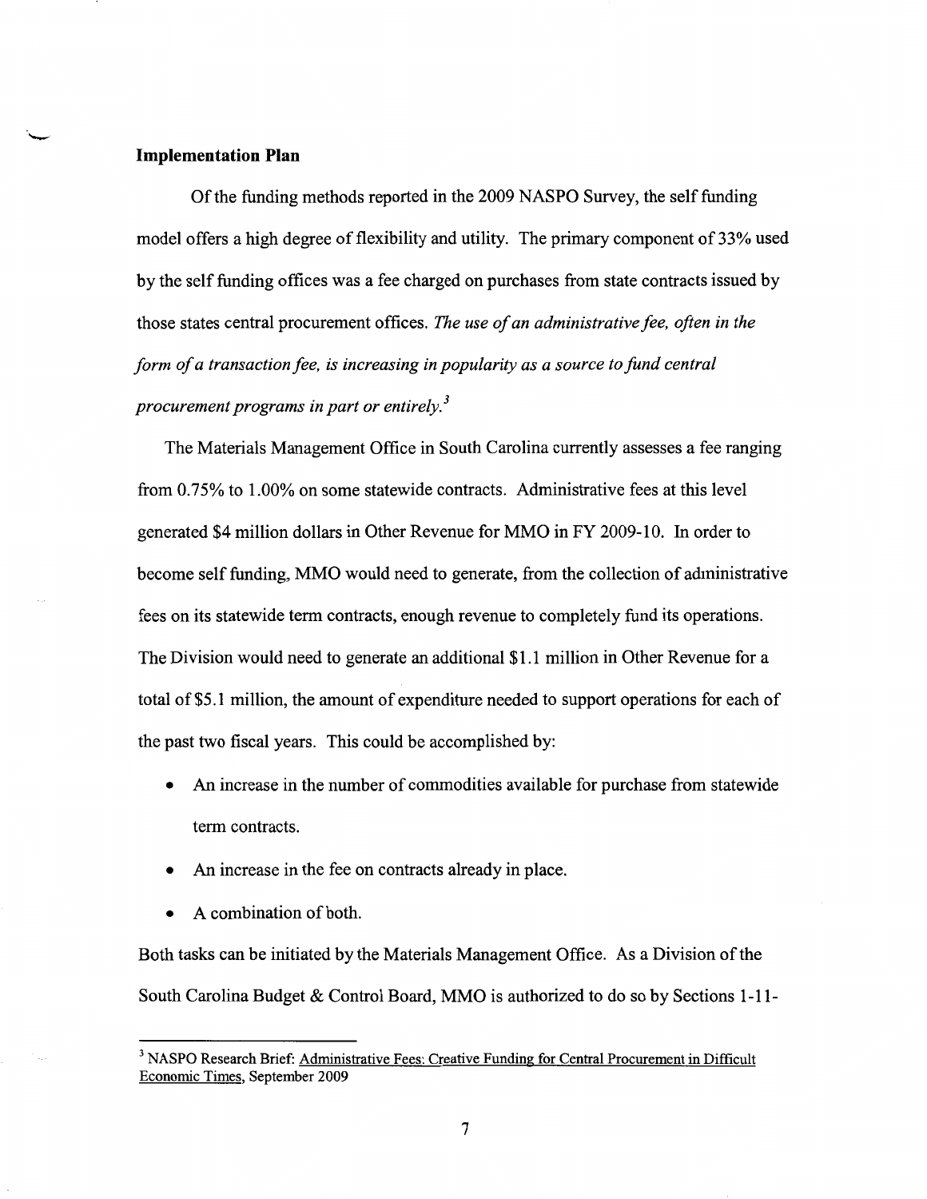**Implementation Plan**

Of the funding methods reported in the 2009 NASPO Survey, the self funding model offers a high degree of flexibility and utility. The primary component of 33% used by the self funding offices was a fee charged on purchases from state contracts issued by those states central procurement offices. *The use of an administrative fee, often in the form of a transaction fee, is increasing in popularity as a source to fund central procurement programs in part or entirely.*[3]

The Materials Management Office in South Carolina currently assesses a fee ranging from 0.75% to 1.00% on some statewide contracts. Administrative fees at this level generated $4 million dollars in Other Revenue for MMO in FY 2009-10. In order to become self funding, MMO would need to generate, from the collection of administrative fees on its statewide term contracts, enough revenue to completely fund its operations. The Division would need to generate an additional $1.1 million in Other Revenue for a total of $5.1 million, the amount of expenditure needed to support operations for each of the past two fiscal years. This could be accomplished by:

- An increase in the number of commodities available for purchase from statewide term contracts.
- An increase in the fee on contracts already in place.
- A combination of both.

Both tasks can be initiated by the Materials Management Office. As a Division of the South Carolina Budget & Control Board, MMO is authorized to do so by Sections 1-11-

---

[3] NASPO Research Brief: Administrative Fees: Creative Funding for Central Procurement in Difficult Economic Times, September 2009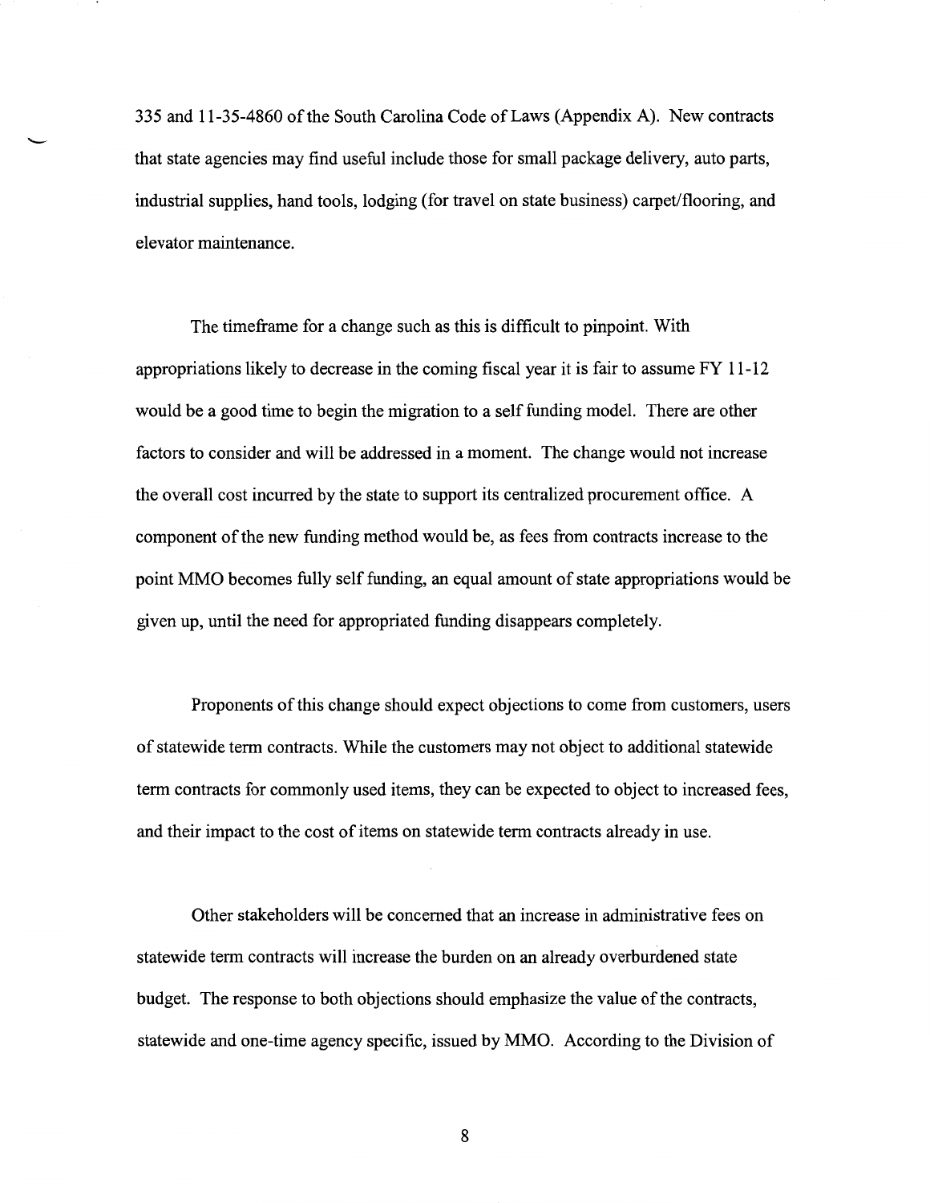335 and 11-35-4860 of the South Carolina Code of Laws (Appendix A). New contracts that state agencies may find useful include those for small package delivery, auto parts, industrial supplies, hand tools, lodging (for travel on state business) carpet/flooring, and elevator maintenance.

The timeframe for a change such as this is difficult to pinpoint. With appropriations likely to decrease in the coming fiscal year it is fair to assume FY 11-12 would be a good time to begin the migration to a self funding model. There are other factors to consider and will be addressed in a moment. The change would not increase the overall cost incurred by the state to support its centralized procurement office. A component of the new funding method would be, as fees from contracts increase to the point MMO becomes fully self funding, an equal amount of state appropriations would be given up, until the need for appropriated funding disappears completely.

Proponents of this change should expect objections to come from customers, users of statewide term contracts. While the customers may not object to additional statewide term contracts for commonly used items, they can be expected to object to increased fees, and their impact to the cost of items on statewide term contracts already in use.

Other stakeholders will be concerned that an increase in administrative fees on statewide term contracts will increase the burden on an already overburdened state budget. The response to both objections should emphasize the value of the contracts, statewide and one-time agency specific, issued by MMO. According to the Division of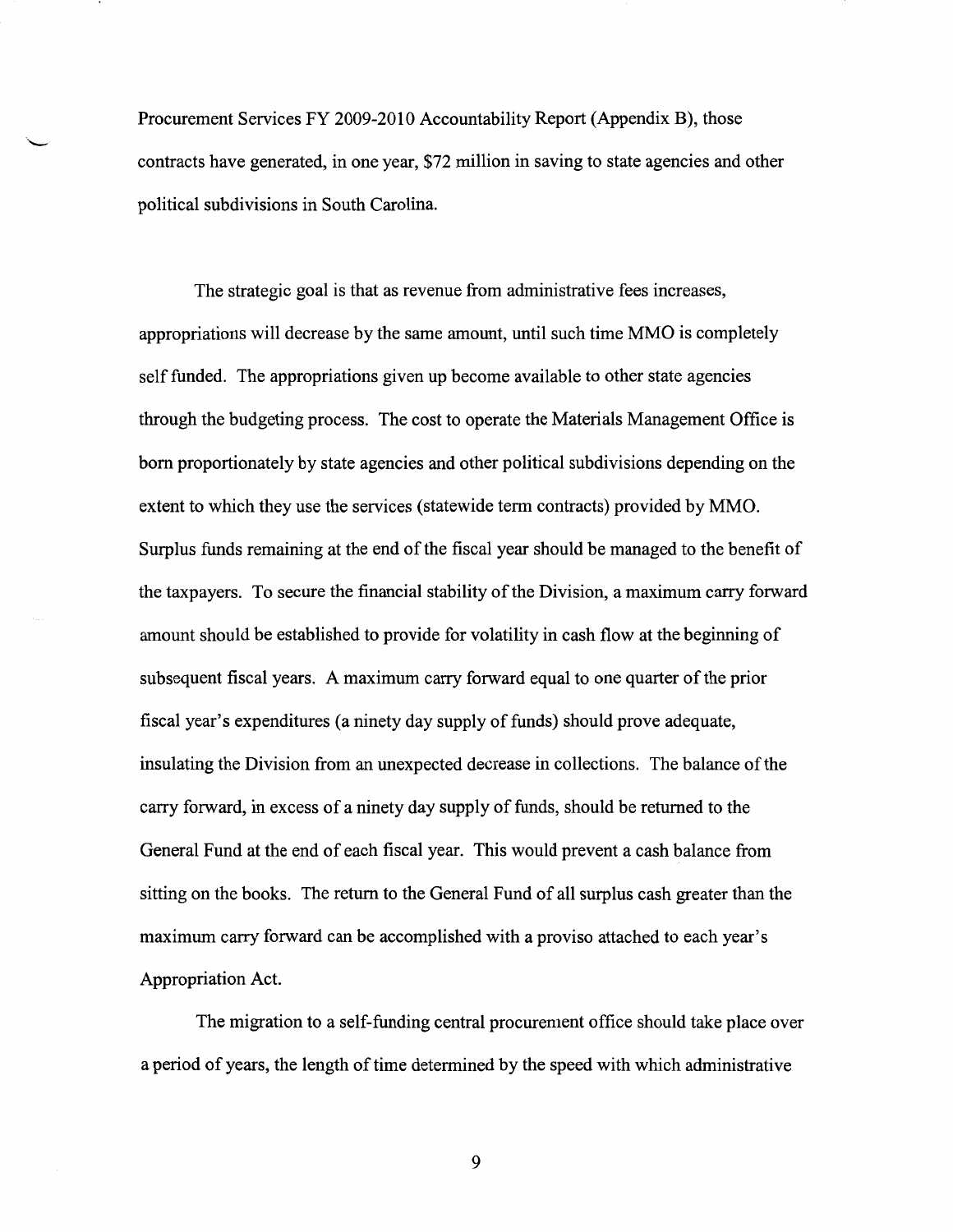Procurement Services FY 2009-2010 Accountability Report (Appendix B), those contracts have generated, in one year, $72 million in saving to state agencies and other political subdivisions in South Carolina.

The strategic goal is that as revenue from administrative fees increases, appropriations will decrease by the same amount, until such time MMO is completely self funded. The appropriations given up become available to other state agencies through the budgeting process. The cost to operate the Materials Management Office is born proportionately by state agencies and other political subdivisions depending on the extent to which they use the services (statewide term contracts) provided by MMO. Surplus funds remaining at the end of the fiscal year should be managed to the benefit of the taxpayers. To secure the financial stability of the Division, a maximum carry forward amount should be established to provide for volatility in cash flow at the beginning of subsequent fiscal years. A maximum carry forward equal to one quarter of the prior fiscal year's expenditures (a ninety day supply of funds) should prove adequate, insulating the Division from an unexpected decrease in collections. The balance of the carry forward, in excess of a ninety day supply of funds, should be returned to the General Fund at the end of each fiscal year. This would prevent a cash balance from sitting on the books. The return to the General Fund of all surplus cash greater than the maximum carry forward can be accomplished with a proviso attached to each year's Appropriation Act.

The migration to a self-funding central procurement office should take place over a period of years, the length of time determined by the speed with which administrative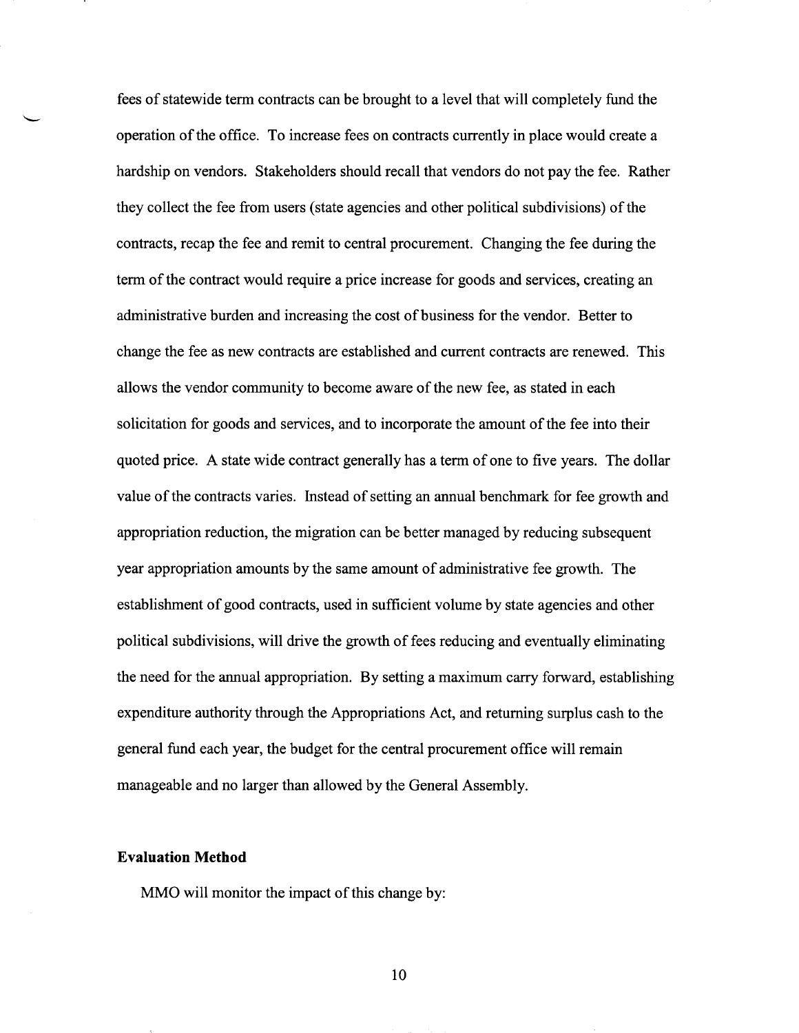fees of statewide term contracts can be brought to a level that will completely fund the operation of the office. To increase fees on contracts currently in place would create a hardship on vendors. Stakeholders should recall that vendors do not pay the fee. Rather they collect the fee from users (state agencies and other political subdivisions) of the contracts, recap the fee and remit to central procurement. Changing the fee during the term of the contract would require a price increase for goods and services, creating an administrative burden and increasing the cost of business for the vendor. Better to change the fee as new contracts are established and current contracts are renewed. This allows the vendor community to become aware of the new fee, as stated in each solicitation for goods and services, and to incorporate the amount of the fee into their quoted price. A state wide contract generally has a term of one to five years. The dollar value of the contracts varies. Instead of setting an annual benchmark for fee growth and appropriation reduction, the migration can be better managed by reducing subsequent year appropriation amounts by the same amount of administrative fee growth. The establishment of good contracts, used in sufficient volume by state agencies and other political subdivisions, will drive the growth of fees reducing and eventually eliminating the need for the annual appropriation. By setting a maximum carry forward, establishing expenditure authority through the Appropriations Act, and returning surplus cash to the general fund each year, the budget for the central procurement office will remain manageable and no larger than allowed by the General Assembly.

### Evaluation Method

MMO will monitor the impact of this change by: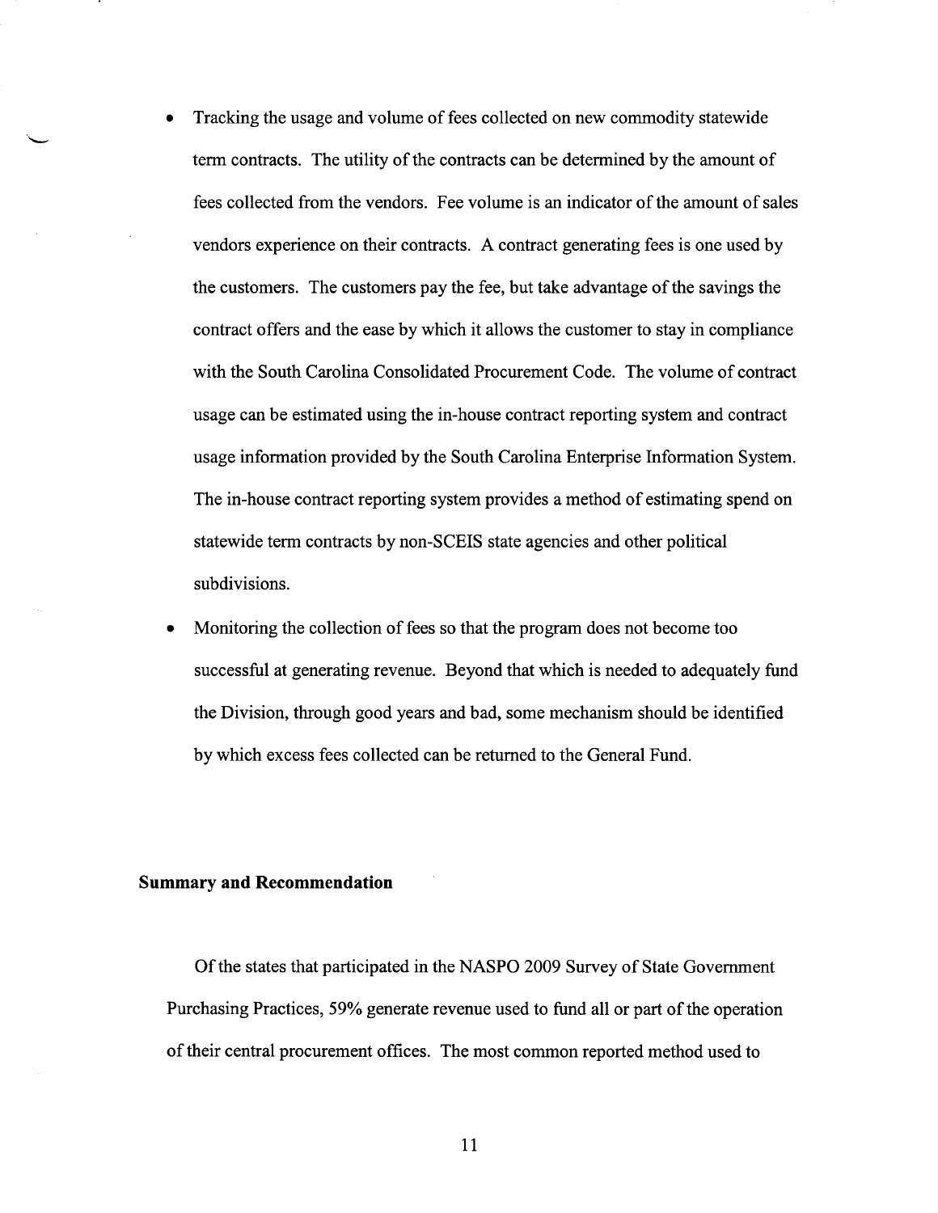- Tracking the usage and volume of fees collected on new commodity statewide term contracts. The utility of the contracts can be determined by the amount of fees collected from the vendors. Fee volume is an indicator of the amount of sales vendors experience on their contracts. A contract generating fees is one used by the customers. The customers pay the fee, but take advantage of the savings the contract offers and the ease by which it allows the customer to stay in compliance with the South Carolina Consolidated Procurement Code. The volume of contract usage can be estimated using the in-house contract reporting system and contract usage information provided by the South Carolina Enterprise Information System. The in-house contract reporting system provides a method of estimating spend on statewide term contracts by non-SCEIS state agencies and other political subdivisions.
- Monitoring the collection of fees so that the program does not become too successful at generating revenue. Beyond that which is needed to adequately fund the Division, through good years and bad, some mechanism should be identified by which excess fees collected can be returned to the General Fund.

**Summary and Recommendation**

Of the states that participated in the NASPO 2009 Survey of State Government Purchasing Practices, 59% generate revenue used to fund all or part of the operation of their central procurement offices. The most common reported method used to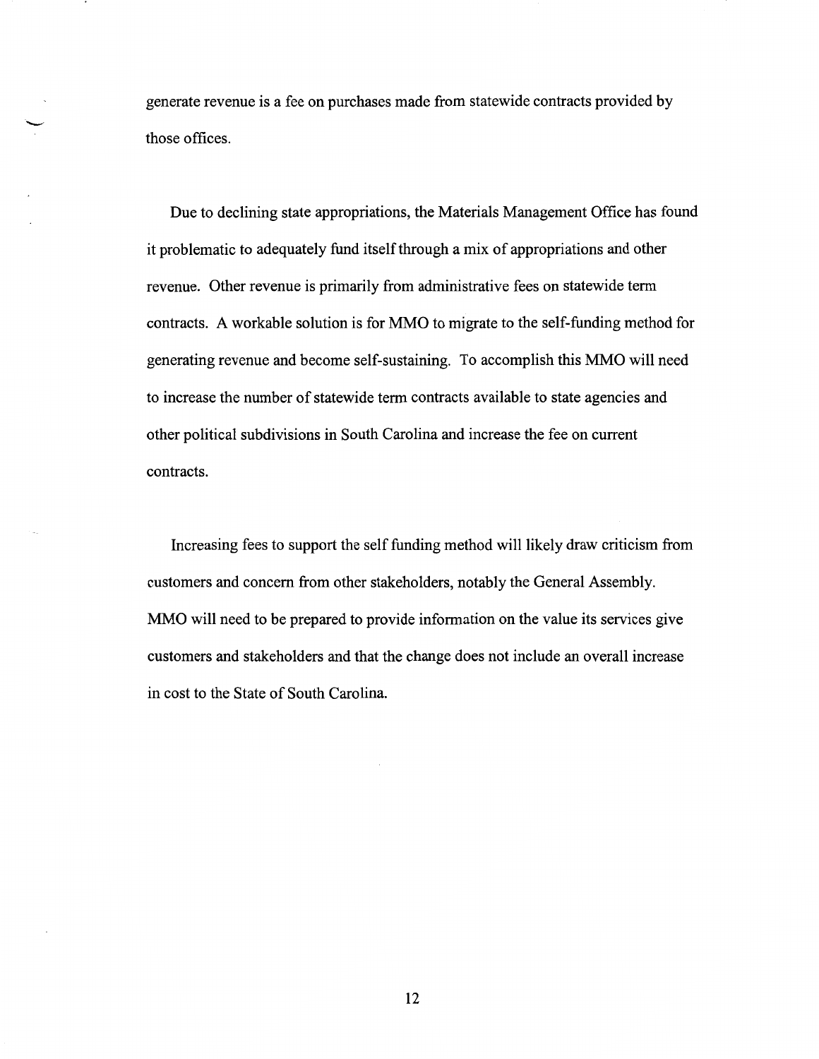generate revenue is a fee on purchases made from statewide contracts provided by those offices.

Due to declining state appropriations, the Materials Management Office has found it problematic to adequately fund itself through a mix of appropriations and other revenue. Other revenue is primarily from administrative fees on statewide term contracts. A workable solution is for MMO to migrate to the self-funding method for generating revenue and become self-sustaining. To accomplish this MMO will need to increase the number of statewide term contracts available to state agencies and other political subdivisions in South Carolina and increase the fee on current contracts.

Increasing fees to support the self funding method will likely draw criticism from customers and concern from other stakeholders, notably the General Assembly. MMO will need to be prepared to provide information on the value its services give customers and stakeholders and that the change does not include an overall increase in cost to the State of South Carolina.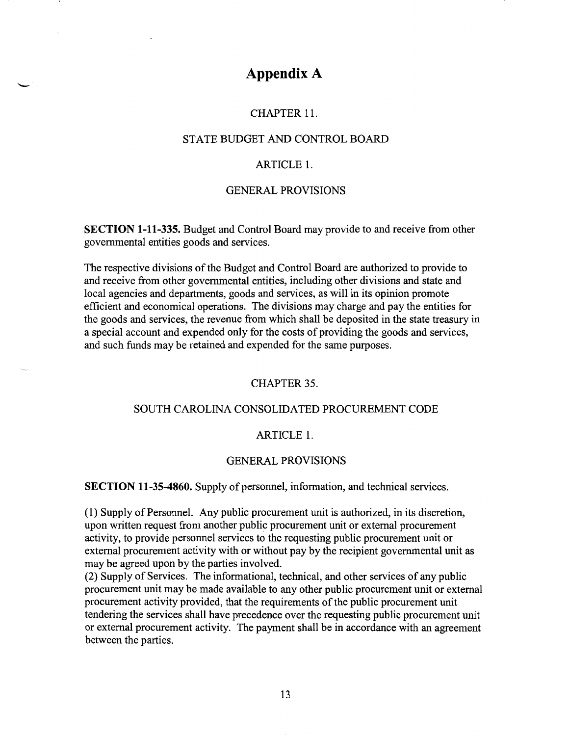# Appendix A

CHAPTER 11.

STATE BUDGET AND CONTROL BOARD

ARTICLE 1.

GENERAL PROVISIONS

**SECTION 1-11-335.** Budget and Control Board may provide to and receive from other governmental entities goods and services.

The respective divisions of the Budget and Control Board are authorized to provide to and receive from other governmental entities, including other divisions and state and local agencies and departments, goods and services, as will in its opinion promote efficient and economical operations. The divisions may charge and pay the entities for the goods and services, the revenue from which shall be deposited in the state treasury in a special account and expended only for the costs of providing the goods and services, and such funds may be retained and expended for the same purposes.

CHAPTER 35.

SOUTH CAROLINA CONSOLIDATED PROCUREMENT CODE

ARTICLE 1.

GENERAL PROVISIONS

**SECTION 11-35-4860.** Supply of personnel, information, and technical services.

(1) Supply of Personnel. Any public procurement unit is authorized, in its discretion, upon written request from another public procurement unit or external procurement activity, to provide personnel services to the requesting public procurement unit or external procurement activity with or without pay by the recipient governmental unit as may be agreed upon by the parties involved.
(2) Supply of Services. The informational, technical, and other services of any public procurement unit may be made available to any other public procurement unit or external procurement activity provided, that the requirements of the public procurement unit tendering the services shall have precedence over the requesting public procurement unit or external procurement activity. The payment shall be in accordance with an agreement between the parties.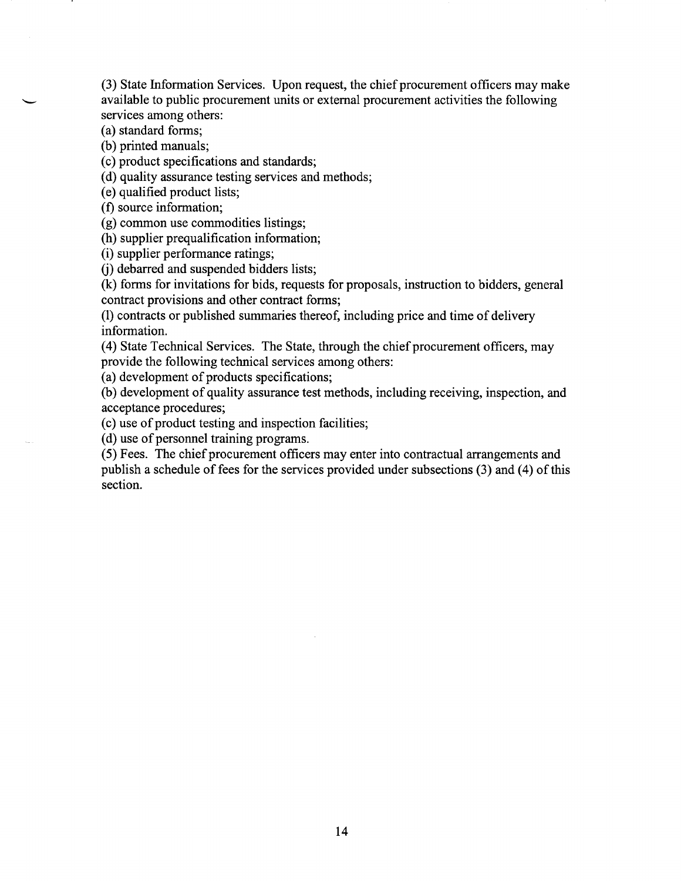(3) State Information Services. Upon request, the chief procurement officers may make available to public procurement units or external procurement activities the following services among others:

(a) standard forms;

(b) printed manuals;

(c) product specifications and standards;

(d) quality assurance testing services and methods;

(e) qualified product lists;

(f) source information;

(g) common use commodities listings;

(h) supplier prequalification information;

(i) supplier performance ratings;

(j) debarred and suspended bidders lists;

(k) forms for invitations for bids, requests for proposals, instruction to bidders, general contract provisions and other contract forms;

(l) contracts or published summaries thereof, including price and time of delivery information.

(4) State Technical Services. The State, through the chief procurement officers, may provide the following technical services among others:

(a) development of products specifications;

(b) development of quality assurance test methods, including receiving, inspection, and acceptance procedures;

(c) use of product testing and inspection facilities;

(d) use of personnel training programs.

(5) Fees. The chief procurement officers may enter into contractual arrangements and publish a schedule of fees for the services provided under subsections (3) and (4) of this section.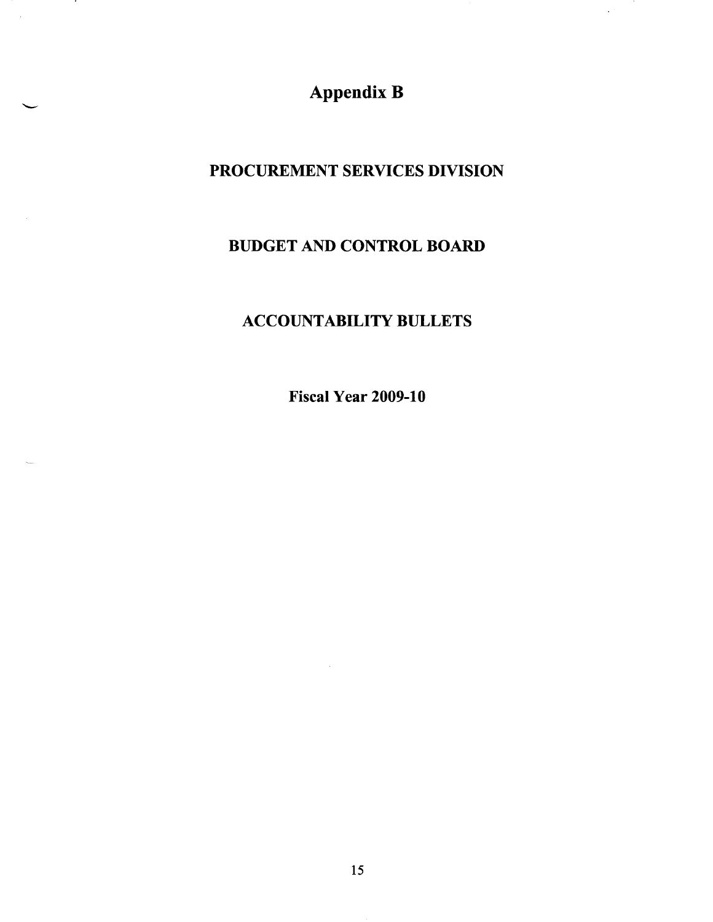# Appendix B

## PROCUREMENT SERVICES DIVISION

## BUDGET AND CONTROL BOARD

## ACCOUNTABILITY BULLETS

**Fiscal Year 2009-10**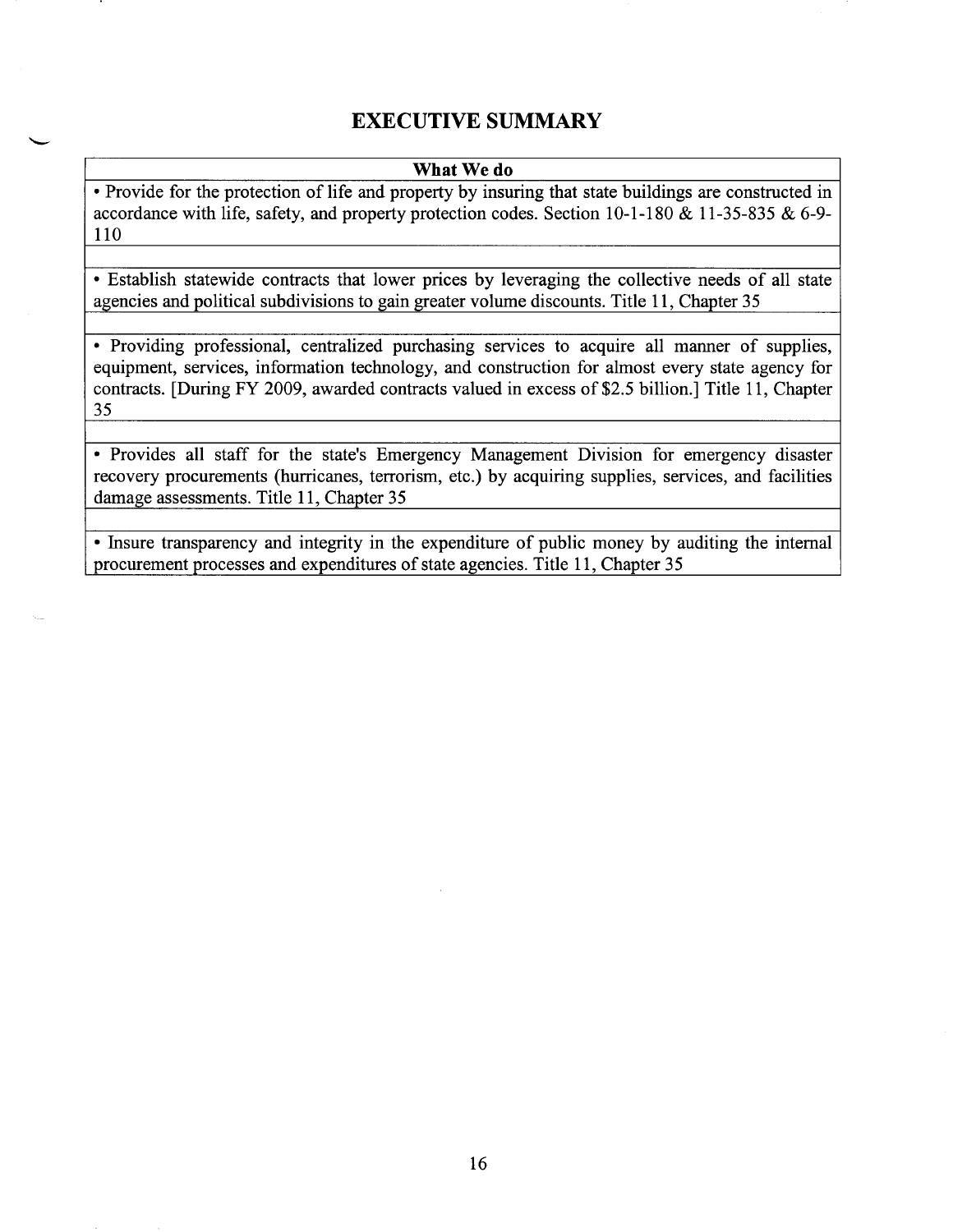# EXECUTIVE SUMMARY

| What We do |
|---|
| • Provide for the protection of life and property by insuring that state buildings are constructed in accordance with life, safety, and property protection codes. Section 10-1-180 & 11-35-835 & 6-9-110 |
| |
| • Establish statewide contracts that lower prices by leveraging the collective needs of all state agencies and political subdivisions to gain greater volume discounts. Title 11, Chapter 35 |
| |
| • Providing professional, centralized purchasing services to acquire all manner of supplies, equipment, services, information technology, and construction for almost every state agency for contracts. [During FY 2009, awarded contracts valued in excess of $2.5 billion.] Title 11, Chapter 35 |
| |
| • Provides all staff for the state's Emergency Management Division for emergency disaster recovery procurements (hurricanes, terrorism, etc.) by acquiring supplies, services, and facilities damage assessments. Title 11, Chapter 35 |
| |
| • Insure transparency and integrity in the expenditure of public money by auditing the internal procurement processes and expenditures of state agencies. Title 11, Chapter 35 |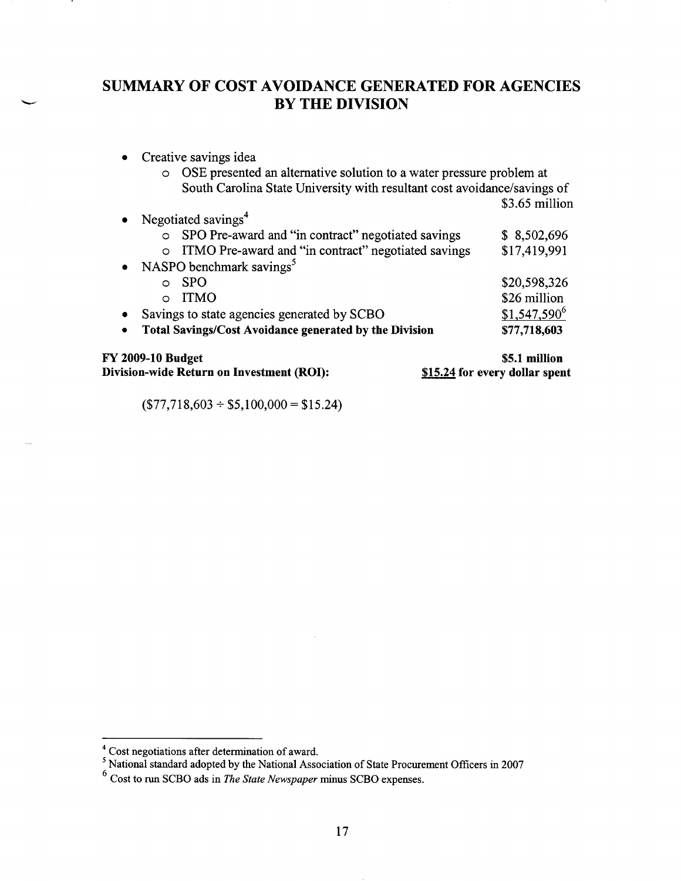# SUMMARY OF COST AVOIDANCE GENERATED FOR AGENCIES BY THE DIVISION

- Creative savings idea
  - OSE presented an alternative solution to a water pressure problem at South Carolina State University with resultant cost avoidance/savings of $3.65 million
- Negotiated savings[4]
  - SPO Pre-award and "in contract" negotiated savings $ 8,502,696
  - ITMO Pre-award and "in contract" negotiated savings $17,419,991
- NASPO benchmark savings[5]
  - SPO $20,598,326
  - ITMO $26 million
- Savings to state agencies generated by SCBO $1,547,590[6]
- **Total Savings/Cost Avoidance generated by the Division $77,718,603**

**FY 2009-10 Budget** **$5.1 million**
**Division-wide Return on Investment (ROI):** **<u>$15.24</u> for every dollar spent**

($77,718,603 ÷ $5,100,000 = $15.24)

---

[4] Cost negotiations after determination of award.

[5] National standard adopted by the National Association of State Procurement Officers in 2007

[6] Cost to run SCBO ads in *The State Newspaper* minus SCBO expenses.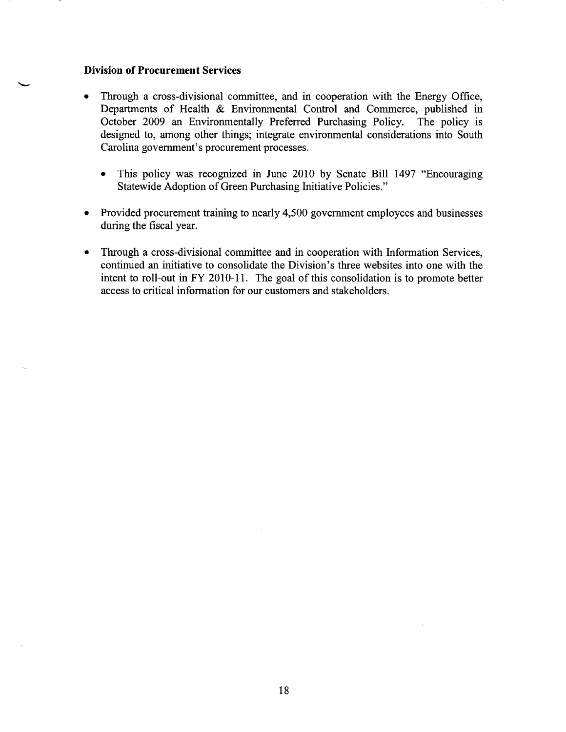**Division of Procurement Services**

- Through a cross-divisional committee, and in cooperation with the Energy Office, Departments of Health & Environmental Control and Commerce, published in October 2009 an Environmentally Preferred Purchasing Policy. The policy is designed to, among other things; integrate environmental considerations into South Carolina government's procurement processes.
  - This policy was recognized in June 2010 by Senate Bill 1497 "Encouraging Statewide Adoption of Green Purchasing Initiative Policies."
- Provided procurement training to nearly 4,500 government employees and businesses during the fiscal year.
- Through a cross-divisional committee and in cooperation with Information Services, continued an initiative to consolidate the Division's three websites into one with the intent to roll-out in FY 2010-11. The goal of this consolidation is to promote better access to critical information for our customers and stakeholders.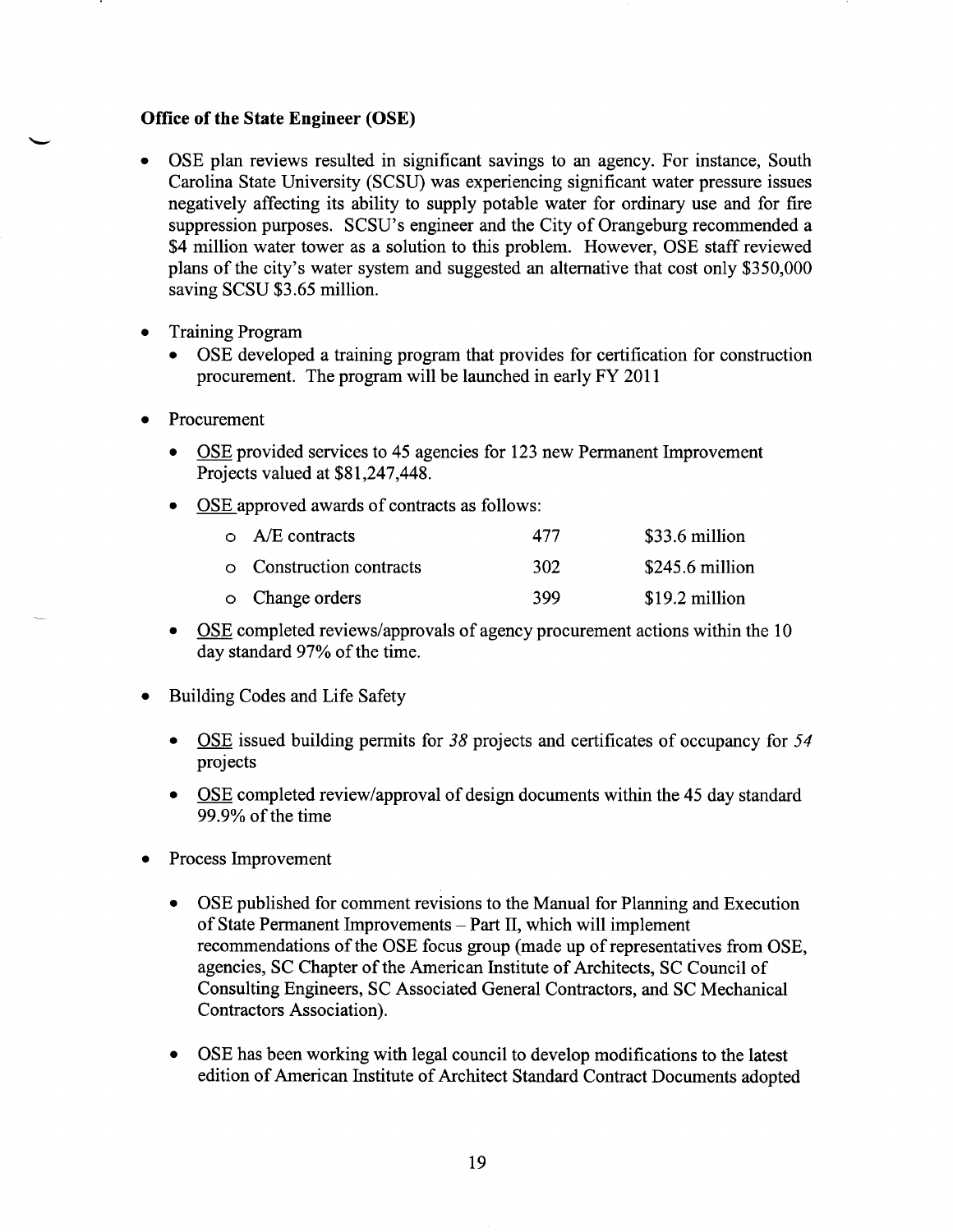**Office of the State Engineer (OSE)**

- OSE plan reviews resulted in significant savings to an agency. For instance, South Carolina State University (SCSU) was experiencing significant water pressure issues negatively affecting its ability to supply potable water for ordinary use and for fire suppression purposes. SCSU's engineer and the City of Orangeburg recommended a $4 million water tower as a solution to this problem. However, OSE staff reviewed plans of the city's water system and suggested an alternative that cost only $350,000 saving SCSU $3.65 million.

- Training Program
  - OSE developed a training program that provides for certification for construction procurement. The program will be launched in early FY 2011

- Procurement
  - OSE provided services to 45 agencies for 123 new Permanent Improvement Projects valued at $81,247,448.
  - OSE approved awards of contracts as follows:
    - A/E contracts 477 $33.6 million
    - Construction contracts 302 $245.6 million
    - Change orders 399 $19.2 million
  - OSE completed reviews/approvals of agency procurement actions within the 10 day standard 97% of the time.

- Building Codes and Life Safety
  - OSE issued building permits for *38* projects and certificates of occupancy for *54* projects
  - OSE completed review/approval of design documents within the 45 day standard 99.9% of the time

- Process Improvement
  - OSE published for comment revisions to the Manual for Planning and Execution of State Permanent Improvements – Part II, which will implement recommendations of the OSE focus group (made up of representatives from OSE, agencies, SC Chapter of the American Institute of Architects, SC Council of Consulting Engineers, SC Associated General Contractors, and SC Mechanical Contractors Association).
  - OSE has been working with legal council to develop modifications to the latest edition of American Institute of Architect Standard Contract Documents adopted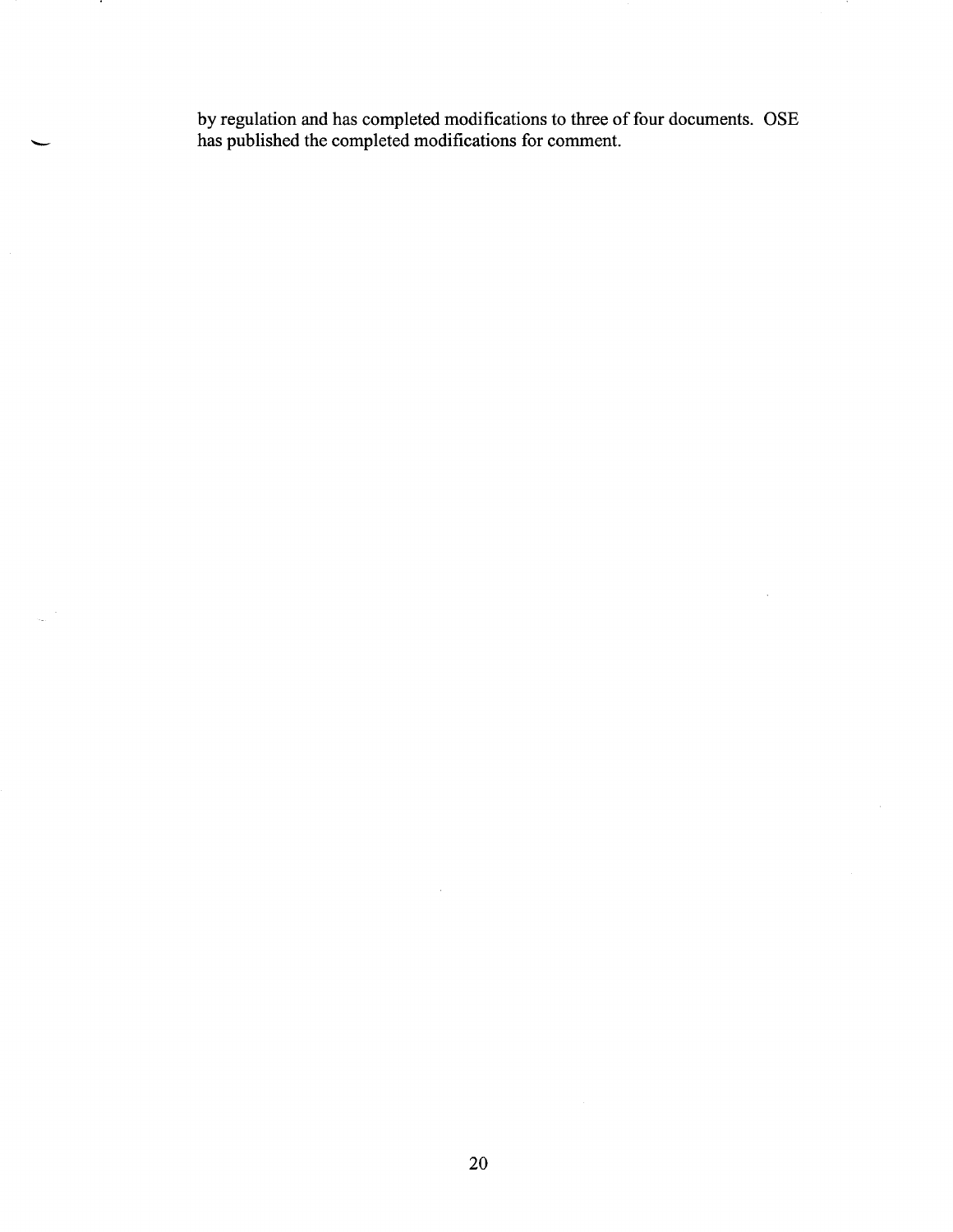by regulation and has completed modifications to three of four documents. OSE has published the completed modifications for comment.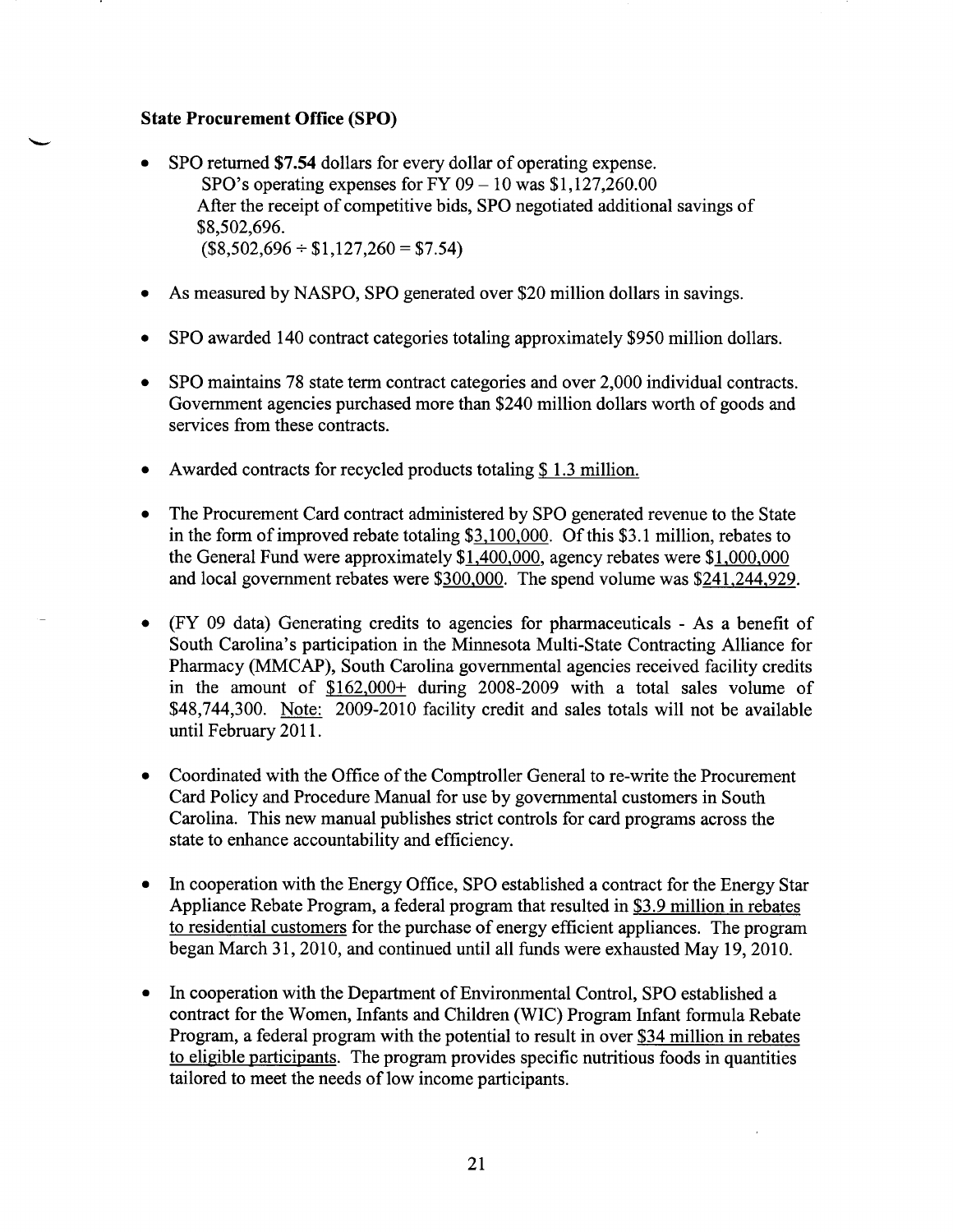**State Procurement Office (SPO)**

- SPO returned **$7.54** dollars for every dollar of operating expense.
  SPO's operating expenses for FY 09 – 10 was $1,127,260.00
  After the receipt of competitive bids, SPO negotiated additional savings of $8,502,696.
  ($8,502,696 ÷ $1,127,260 = $7.54)

- As measured by NASPO, SPO generated over $20 million dollars in savings.

- SPO awarded 140 contract categories totaling approximately $950 million dollars.

- SPO maintains 78 state term contract categories and over 2,000 individual contracts. Government agencies purchased more than $240 million dollars worth of goods and services from these contracts.

- Awarded contracts for recycled products totaling $ 1.3 million.

- The Procurement Card contract administered by SPO generated revenue to the State in the form of improved rebate totaling $3,100,000. Of this $3.1 million, rebates to the General Fund were approximately $1,400,000, agency rebates were $1,000,000 and local government rebates were $300,000. The spend volume was $241,244,929.

- (FY 09 data) Generating credits to agencies for pharmaceuticals - As a benefit of South Carolina's participation in the Minnesota Multi-State Contracting Alliance for Pharmacy (MMCAP), South Carolina governmental agencies received facility credits in the amount of $162,000+ during 2008-2009 with a total sales volume of $48,744,300. Note: 2009-2010 facility credit and sales totals will not be available until February 2011.

- Coordinated with the Office of the Comptroller General to re-write the Procurement Card Policy and Procedure Manual for use by governmental customers in South Carolina. This new manual publishes strict controls for card programs across the state to enhance accountability and efficiency.

- In cooperation with the Energy Office, SPO established a contract for the Energy Star Appliance Rebate Program, a federal program that resulted in $3.9 million in rebates to residential customers for the purchase of energy efficient appliances. The program began March 31, 2010, and continued until all funds were exhausted May 19, 2010.

- In cooperation with the Department of Environmental Control, SPO established a contract for the Women, Infants and Children (WIC) Program Infant formula Rebate Program, a federal program with the potential to result in over $34 million in rebates to eligible participants. The program provides specific nutritious foods in quantities tailored to meet the needs of low income participants.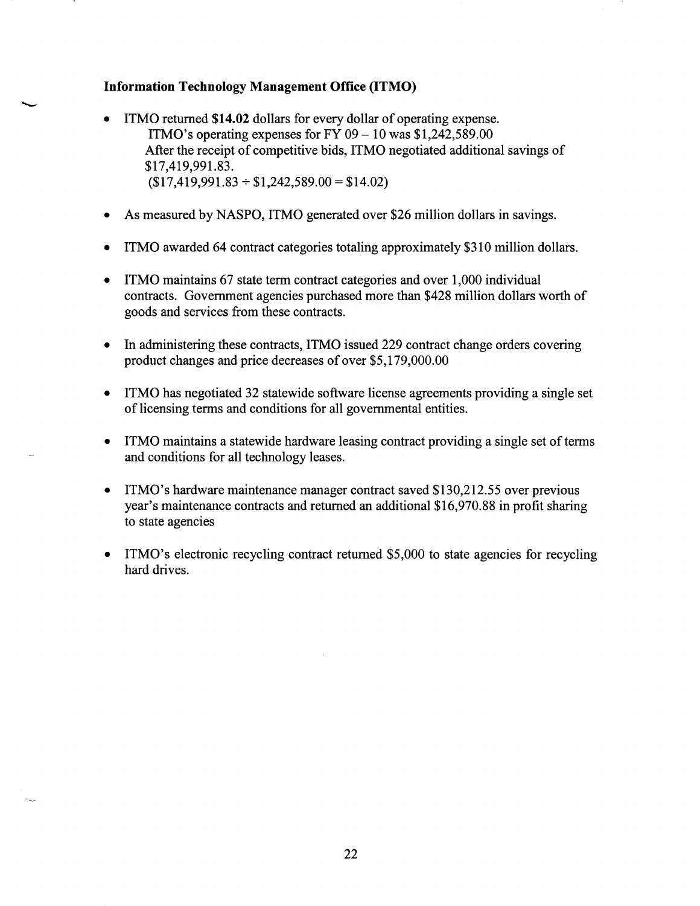**Information Technology Management Office (ITMO)**

- ITMO returned **$14.02** dollars for every dollar of operating expense.
  ITMO's operating expenses for FY 09 – 10 was $1,242,589.00
  After the receipt of competitive bids, ITMO negotiated additional savings of $17,419,991.83.
  ($17,419,991.83 ÷ $1,242,589.00 = $14.02)

- As measured by NASPO, ITMO generated over $26 million dollars in savings.

- ITMO awarded 64 contract categories totaling approximately $310 million dollars.

- ITMO maintains 67 state term contract categories and over 1,000 individual contracts. Government agencies purchased more than $428 million dollars worth of goods and services from these contracts.

- In administering these contracts, ITMO issued 229 contract change orders covering product changes and price decreases of over $5,179,000.00

- ITMO has negotiated 32 statewide software license agreements providing a single set of licensing terms and conditions for all governmental entities.

- ITMO maintains a statewide hardware leasing contract providing a single set of terms and conditions for all technology leases.

- ITMO's hardware maintenance manager contract saved $130,212.55 over previous year's maintenance contracts and returned an additional $16,970.88 in profit sharing to state agencies

- ITMO's electronic recycling contract returned $5,000 to state agencies for recycling hard drives.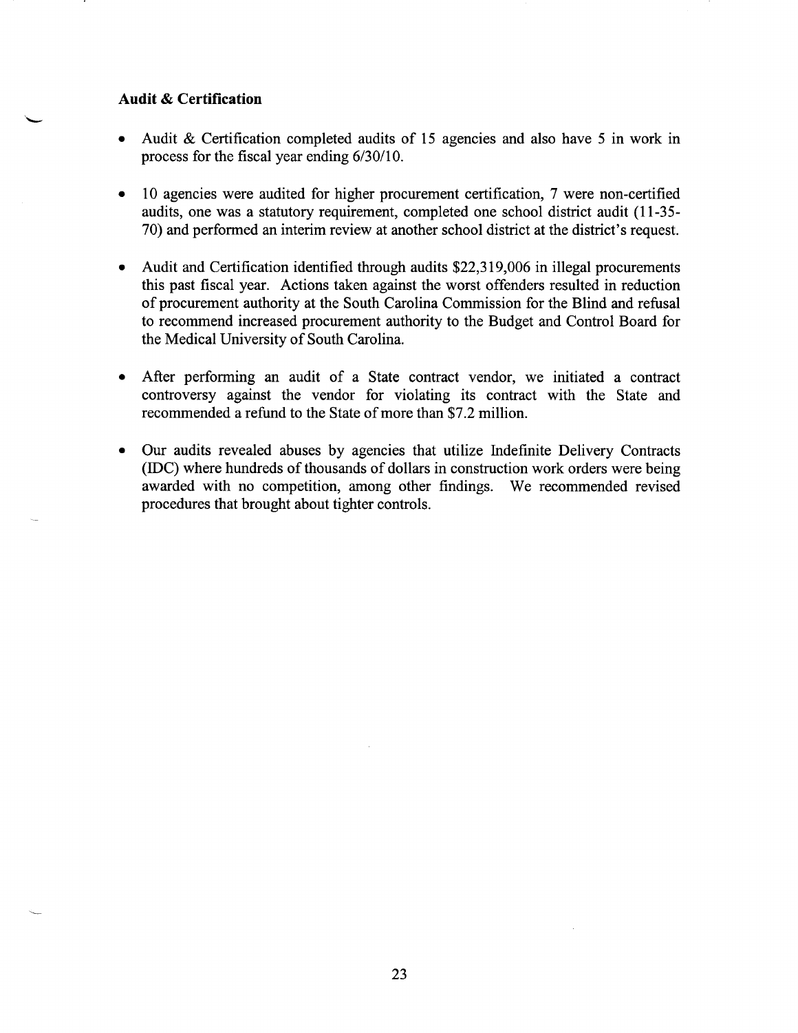### Audit & Certification

- Audit & Certification completed audits of 15 agencies and also have 5 in work in process for the fiscal year ending 6/30/10.
- 10 agencies were audited for higher procurement certification, 7 were non-certified audits, one was a statutory requirement, completed one school district audit (11-35-70) and performed an interim review at another school district at the district's request.
- Audit and Certification identified through audits $22,319,006 in illegal procurements this past fiscal year. Actions taken against the worst offenders resulted in reduction of procurement authority at the South Carolina Commission for the Blind and refusal to recommend increased procurement authority to the Budget and Control Board for the Medical University of South Carolina.
- After performing an audit of a State contract vendor, we initiated a contract controversy against the vendor for violating its contract with the State and recommended a refund to the State of more than $7.2 million.
- Our audits revealed abuses by agencies that utilize Indefinite Delivery Contracts (IDC) where hundreds of thousands of dollars in construction work orders were being awarded with no competition, among other findings. We recommended revised procedures that brought about tighter controls.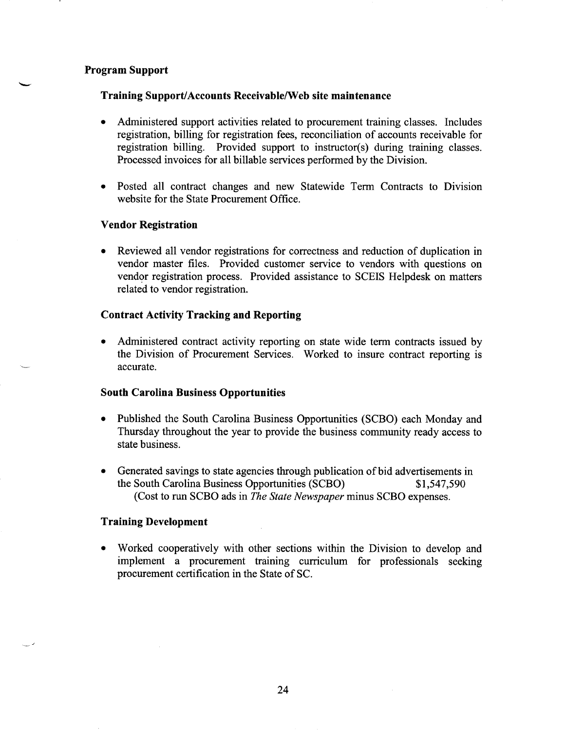## Program Support

### Training Support/Accounts Receivable/Web site maintenance

- Administered support activities related to procurement training classes. Includes registration, billing for registration fees, reconciliation of accounts receivable for registration billing. Provided support to instructor(s) during training classes. Processed invoices for all billable services performed by the Division.

- Posted all contract changes and new Statewide Term Contracts to Division website for the State Procurement Office.

### Vendor Registration

- Reviewed all vendor registrations for correctness and reduction of duplication in vendor master files. Provided customer service to vendors with questions on vendor registration process. Provided assistance to SCEIS Helpdesk on matters related to vendor registration.

### Contract Activity Tracking and Reporting

- Administered contract activity reporting on state wide term contracts issued by the Division of Procurement Services. Worked to insure contract reporting is accurate.

### South Carolina Business Opportunities

- Published the South Carolina Business Opportunities (SCBO) each Monday and Thursday throughout the year to provide the business community ready access to state business.

- Generated savings to state agencies through publication of bid advertisements in the South Carolina Business Opportunities (SCBO) $1,547,590
  (Cost to run SCBO ads in *The State Newspaper* minus SCBO expenses.

### Training Development

- Worked cooperatively with other sections within the Division to develop and implement a procurement training curriculum for professionals seeking procurement certification in the State of SC.